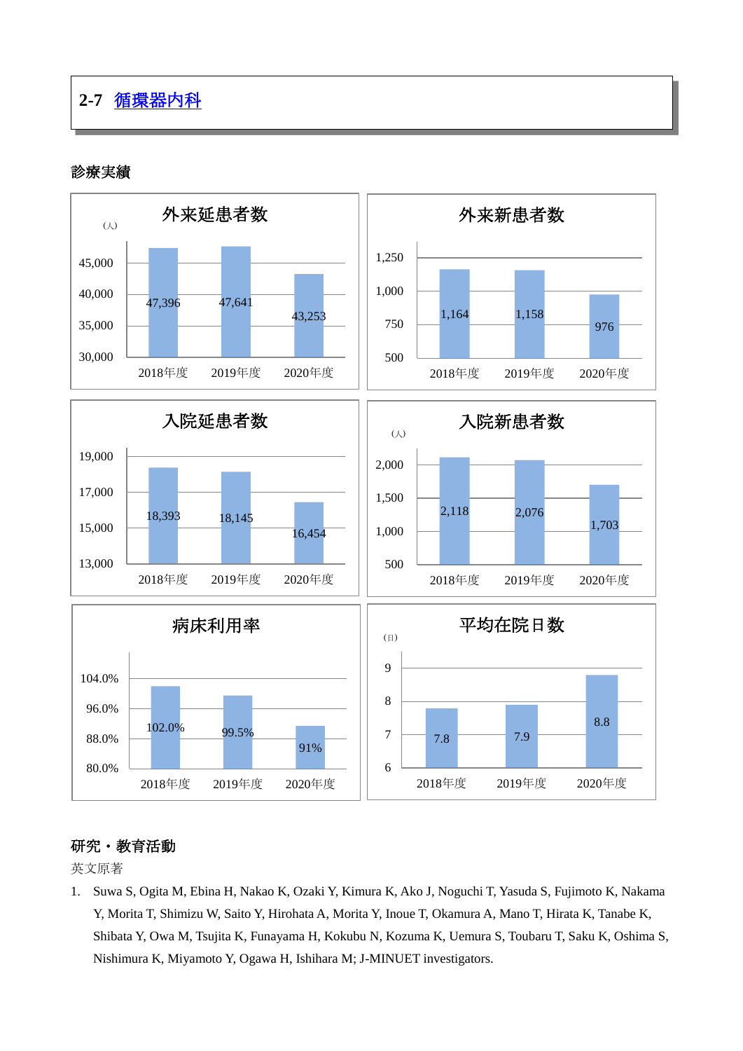## 2-7 循環器内科

### 診療実績

**外来延患者数**（人）

| | 2018年度 | 2019年度 | 2020年度 |
|---|---|---|---|
| 外来延患者数 | 47,396 | 47,641 | 43,253 |

**外来新患者数**

| | 2018年度 | 2019年度 | 2020年度 |
|---|---|---|---|
| 外来新患者数 | 1,164 | 1,158 | 976 |

**入院延患者数**

| | 2018年度 | 2019年度 | 2020年度 |
|---|---|---|---|
| 入院延患者数 | 18,393 | 18,145 | 16,454 |

**入院新患者数**（人）

| | 2018年度 | 2019年度 | 2020年度 |
|---|---|---|---|
| 入院新患者数 | 2,118 | 2,076 | 1,703 |

**病床利用率**

| | 2018年度 | 2019年度 | 2020年度 |
|---|---|---|---|
| 病床利用率 | 102.0% | 99.5% | 91% |

**平均在院日数**（日）

| | 2018年度 | 2019年度 | 2020年度 |
|---|---|---|---|
| 平均在院日数 | 7.8 | 7.9 | 8.8 |

### 研究・教育活動

英文原著

1. Suwa S, Ogita M, Ebina H, Nakao K, Ozaki Y, Kimura K, Ako J, Noguchi T, Yasuda S, Fujimoto K, Nakama Y, Morita T, Shimizu W, Saito Y, Hirohata A, Morita Y, Inoue T, Okamura A, Mano T, Hirata K, Tanabe K, Shibata Y, Owa M, Tsujita K, Funayama H, Kokubu N, Kozuma K, Uemura S, Toubaru T, Saku K, Oshima S, Nishimura K, Miyamoto Y, Ogawa H, Ishihara M; J-MINUET investigators.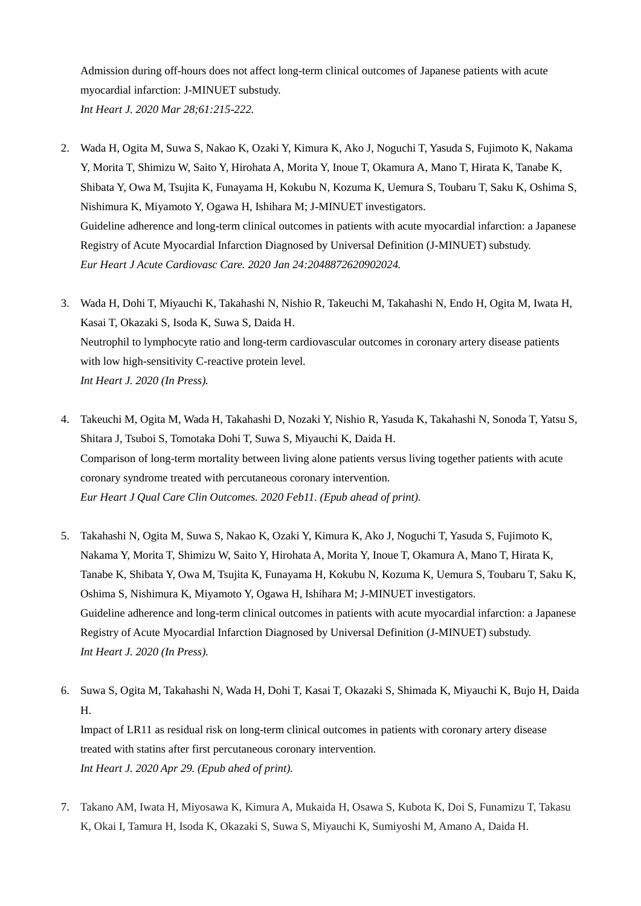Admission during off-hours does not affect long-term clinical outcomes of Japanese patients with acute myocardial infarction: J-MINUET substudy.
*Int Heart J. 2020 Mar 28;61:215-222.*

2. Wada H, Ogita M, Suwa S, Nakao K, Ozaki Y, Kimura K, Ako J, Noguchi T, Yasuda S, Fujimoto K, Nakama Y, Morita T, Shimizu W, Saito Y, Hirohata A, Morita Y, Inoue T, Okamura A, Mano T, Hirata K, Tanabe K, Shibata Y, Owa M, Tsujita K, Funayama H, Kokubu N, Kozuma K, Uemura S, Toubaru T, Saku K, Oshima S, Nishimura K, Miyamoto Y, Ogawa H, Ishihara M; J-MINUET investigators.
   Guideline adherence and long-term clinical outcomes in patients with acute myocardial infarction: a Japanese Registry of Acute Myocardial Infarction Diagnosed by Universal Definition (J-MINUET) substudy.
   *Eur Heart J Acute Cardiovasc Care. 2020 Jan 24:2048872620902024.*

3. Wada H, Dohi T, Miyauchi K, Takahashi N, Nishio R, Takeuchi M, Takahashi N, Endo H, Ogita M, Iwata H, Kasai T, Okazaki S, Isoda K, Suwa S, Daida H.
   Neutrophil to lymphocyte ratio and long-term cardiovascular outcomes in coronary artery disease patients with low high-sensitivity C-reactive protein level.
   *Int Heart J. 2020 (In Press).*

4. Takeuchi M, Ogita M, Wada H, Takahashi D, Nozaki Y, Nishio R, Yasuda K, Takahashi N, Sonoda T, Yatsu S, Shitara J, Tsuboi S, Tomotaka Dohi T, Suwa S, Miyauchi K, Daida H.
   Comparison of long-term mortality between living alone patients versus living together patients with acute coronary syndrome treated with percutaneous coronary intervention.
   *Eur Heart J Qual Care Clin Outcomes. 2020 Feb11. (Epub ahead of print).*

5. Takahashi N, Ogita M, Suwa S, Nakao K, Ozaki Y, Kimura K, Ako J, Noguchi T, Yasuda S, Fujimoto K, Nakama Y, Morita T, Shimizu W, Saito Y, Hirohata A, Morita Y, Inoue T, Okamura A, Mano T, Hirata K, Tanabe K, Shibata Y, Owa M, Tsujita K, Funayama H, Kokubu N, Kozuma K, Uemura S, Toubaru T, Saku K, Oshima S, Nishimura K, Miyamoto Y, Ogawa H, Ishihara M; J-MINUET investigators.
   Guideline adherence and long-term clinical outcomes in patients with acute myocardial infarction: a Japanese Registry of Acute Myocardial Infarction Diagnosed by Universal Definition (J-MINUET) substudy.
   *Int Heart J. 2020 (In Press).*

6. Suwa S, Ogita M, Takahashi N, Wada H, Dohi T, Kasai T, Okazaki S, Shimada K, Miyauchi K, Bujo H, Daida H.
   Impact of LR11 as residual risk on long-term clinical outcomes in patients with coronary artery disease treated with statins after first percutaneous coronary intervention.
   *Int Heart J. 2020 Apr 29. (Epub ahed of print).*

7. Takano AM, Iwata H, Miyosawa K, Kimura A, Mukaida H, Osawa S, Kubota K, Doi S, Funamizu T, Takasu K, Okai I, Tamura H, Isoda K, Okazaki S, Suwa S, Miyauchi K, Sumiyoshi M, Amano A, Daida H.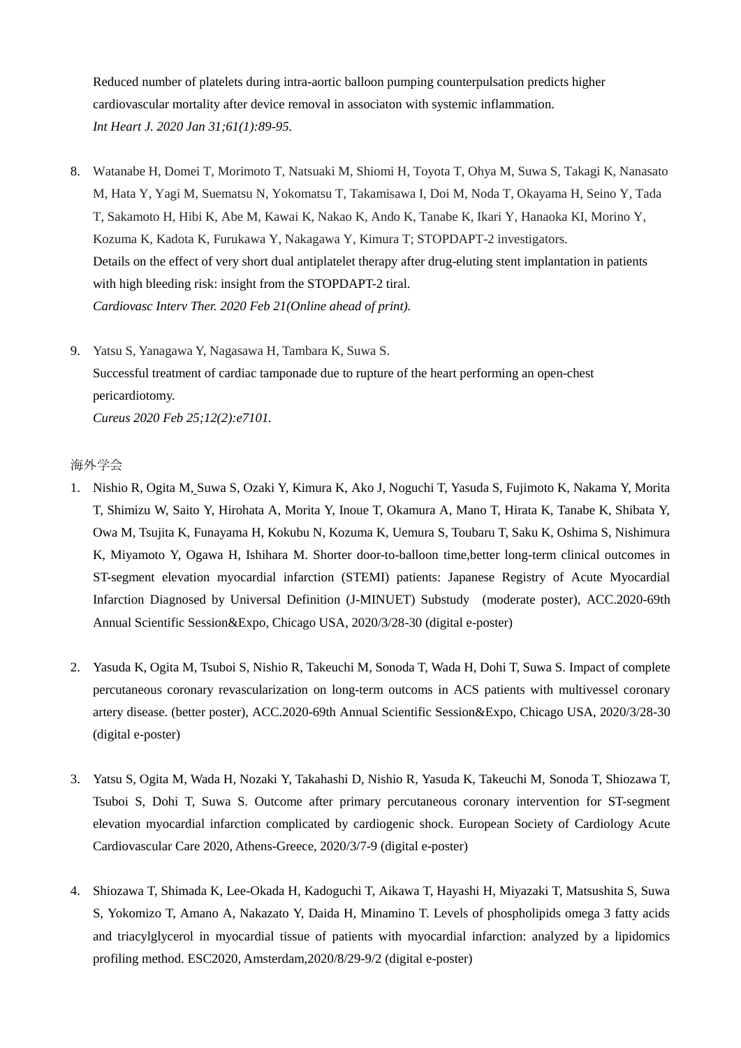Reduced number of platelets during intra-aortic balloon pumping counterpulsation predicts higher cardiovascular mortality after device removal in associaton with systemic inflammation.
*Int Heart J. 2020 Jan 31;61(1):89-95.*

8. Watanabe H, Domei T, Morimoto T, Natsuaki M, Shiomi H, Toyota T, Ohya M, Suwa S, Takagi K, Nanasato M, Hata Y, Yagi M, Suematsu N, Yokomatsu T, Takamisawa I, Doi M, Noda T, Okayama H, Seino Y, Tada T, Sakamoto H, Hibi K, Abe M, Kawai K, Nakao K, Ando K, Tanabe K, Ikari Y, Hanaoka KI, Morino Y, Kozuma K, Kadota K, Furukawa Y, Nakagawa Y, Kimura T; STOPDAPT-2 investigators.
Details on the effect of very short dual antiplatelet therapy after drug-eluting stent implantation in patients with high bleeding risk: insight from the STOPDAPT-2 tiral.
*Cardiovasc Interv Ther. 2020 Feb 21(Online ahead of print).*

9. Yatsu S, Yanagawa Y, Nagasawa H, Tambara K, Suwa S.
Successful treatment of cardiac tamponade due to rupture of the heart performing an open-chest pericardiotomy.
*Cureus 2020 Feb 25;12(2):e7101.*

海外学会

1. Nishio R, Ogita M, Suwa S, Ozaki Y, Kimura K, Ako J, Noguchi T, Yasuda S, Fujimoto K, Nakama Y, Morita T, Shimizu W, Saito Y, Hirohata A, Morita Y, Inoue T, Okamura A, Mano T, Hirata K, Tanabe K, Shibata Y, Owa M, Tsujita K, Funayama H, Kokubu N, Kozuma K, Uemura S, Toubaru T, Saku K, Oshima S, Nishimura K, Miyamoto Y, Ogawa H, Ishihara M. Shorter door-to-balloon time,better long-term clinical outcomes in ST-segment elevation myocardial infarction (STEMI) patients: Japanese Registry of Acute Myocardial Infarction Diagnosed by Universal Definition (J-MINUET) Substudy (moderate poster), ACC.2020-69th Annual Scientific Session&Expo, Chicago USA, 2020/3/28-30 (digital e-poster)

2. Yasuda K, Ogita M, Tsuboi S, Nishio R, Takeuchi M, Sonoda T, Wada H, Dohi T, Suwa S. Impact of complete percutaneous coronary revascularization on long-term outcoms in ACS patients with multivessel coronary artery disease. (better poster), ACC.2020-69th Annual Scientific Session&Expo, Chicago USA, 2020/3/28-30 (digital e-poster)

3. Yatsu S, Ogita M, Wada H, Nozaki Y, Takahashi D, Nishio R, Yasuda K, Takeuchi M, Sonoda T, Shiozawa T, Tsuboi S, Dohi T, Suwa S. Outcome after primary percutaneous coronary intervention for ST-segment elevation myocardial infarction complicated by cardiogenic shock. European Society of Cardiology Acute Cardiovascular Care 2020, Athens-Greece, 2020/3/7-9 (digital e-poster)

4. Shiozawa T, Shimada K, Lee-Okada H, Kadoguchi T, Aikawa T, Hayashi H, Miyazaki T, Matsushita S, Suwa S, Yokomizo T, Amano A, Nakazato Y, Daida H, Minamino T. Levels of phospholipids omega 3 fatty acids and triacylglycerol in myocardial tissue of patients with myocardial infarction: analyzed by a lipidomics profiling method. ESC2020, Amsterdam,2020/8/29-9/2 (digital e-poster)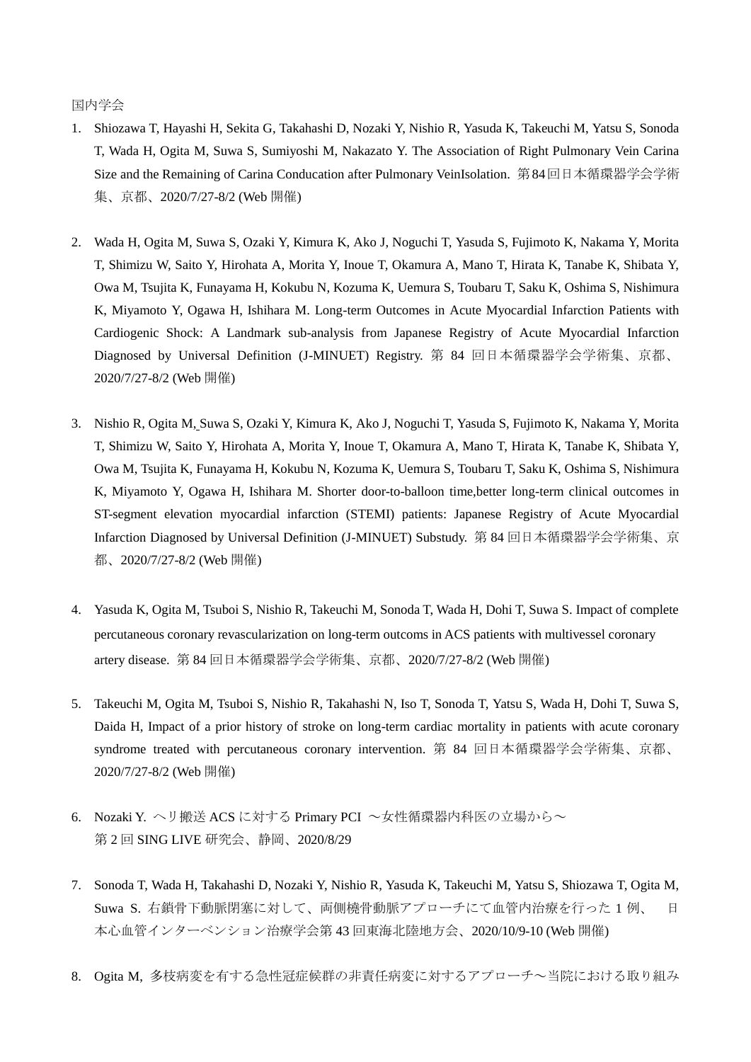国内学会

1. Shiozawa T, Hayashi H, Sekita G, Takahashi D, Nozaki Y, Nishio R, Yasuda K, Takeuchi M, Yatsu S, Sonoda T, Wada H, Ogita M, Suwa S, Sumiyoshi M, Nakazato Y. The Association of Right Pulmonary Vein Carina Size and the Remaining of Carina Conducation after Pulmonary VeinIsolation. 第84回日本循環器学会学術集、京都、2020/7/27-8/2 (Web 開催)

2. Wada H, Ogita M, Suwa S, Ozaki Y, Kimura K, Ako J, Noguchi T, Yasuda S, Fujimoto K, Nakama Y, Morita T, Shimizu W, Saito Y, Hirohata A, Morita Y, Inoue T, Okamura A, Mano T, Hirata K, Tanabe K, Shibata Y, Owa M, Tsujita K, Funayama H, Kokubu N, Kozuma K, Uemura S, Toubaru T, Saku K, Oshima S, Nishimura K, Miyamoto Y, Ogawa H, Ishihara M. Long-term Outcomes in Acute Myocardial Infarction Patients with Cardiogenic Shock: A Landmark sub-analysis from Japanese Registry of Acute Myocardial Infarction Diagnosed by Universal Definition (J-MINUET) Registry. 第 84 回日本循環器学会学術集、京都、2020/7/27-8/2 (Web 開催)

3. Nishio R, Ogita M, Suwa S, Ozaki Y, Kimura K, Ako J, Noguchi T, Yasuda S, Fujimoto K, Nakama Y, Morita T, Shimizu W, Saito Y, Hirohata A, Morita Y, Inoue T, Okamura A, Mano T, Hirata K, Tanabe K, Shibata Y, Owa M, Tsujita K, Funayama H, Kokubu N, Kozuma K, Uemura S, Toubaru T, Saku K, Oshima S, Nishimura K, Miyamoto Y, Ogawa H, Ishihara M. Shorter door-to-balloon time,better long-term clinical outcomes in ST-segment elevation myocardial infarction (STEMI) patients: Japanese Registry of Acute Myocardial Infarction Diagnosed by Universal Definition (J-MINUET) Substudy. 第 84 回日本循環器学会学術集、京都、2020/7/27-8/2 (Web 開催)

4. Yasuda K, Ogita M, Tsuboi S, Nishio R, Takeuchi M, Sonoda T, Wada H, Dohi T, Suwa S. Impact of complete percutaneous coronary revascularization on long-term outcoms in ACS patients with multivessel coronary artery disease. 第 84 回日本循環器学会学術集、京都、2020/7/27-8/2 (Web 開催)

5. Takeuchi M, Ogita M, Tsuboi S, Nishio R, Takahashi N, Iso T, Sonoda T, Yatsu S, Wada H, Dohi T, Suwa S, Daida H, Impact of a prior history of stroke on long-term cardiac mortality in patients with acute coronary syndrome treated with percutaneous coronary intervention. 第 84 回日本循環器学会学術集、京都、2020/7/27-8/2 (Web 開催)

6. Nozaki Y. ヘリ搬送 ACS に対する Primary PCI 〜女性循環器内科医の立場から〜 第 2 回 SING LIVE 研究会、静岡、2020/8/29

7. Sonoda T, Wada H, Takahashi D, Nozaki Y, Nishio R, Yasuda K, Takeuchi M, Yatsu S, Shiozawa T, Ogita M, Suwa S. 右鎖骨下動脈閉塞に対して、両側橈骨動脈アプローチにて血管内治療を行った 1 例、 日本心血管インターベンション治療学会第 43 回東海北陸地方会、2020/10/9-10 (Web 開催)

8. Ogita M, 多枝病変を有する急性冠症候群の非責任病変に対するアプローチ〜当院における取り組み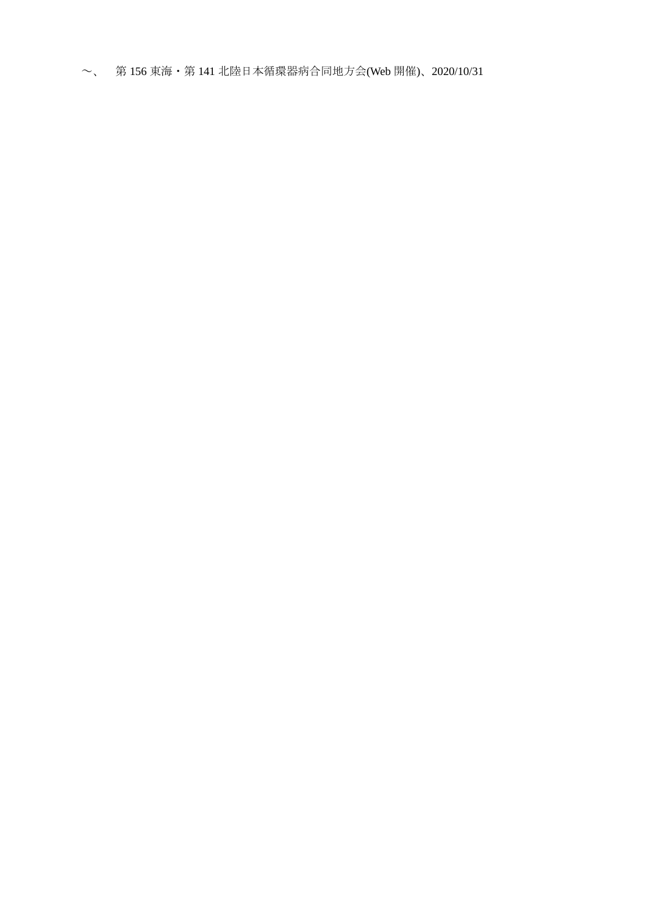～、　第 156 東海・第 141 北陸日本循環器病合同地方会(Web 開催)、2020/10/31